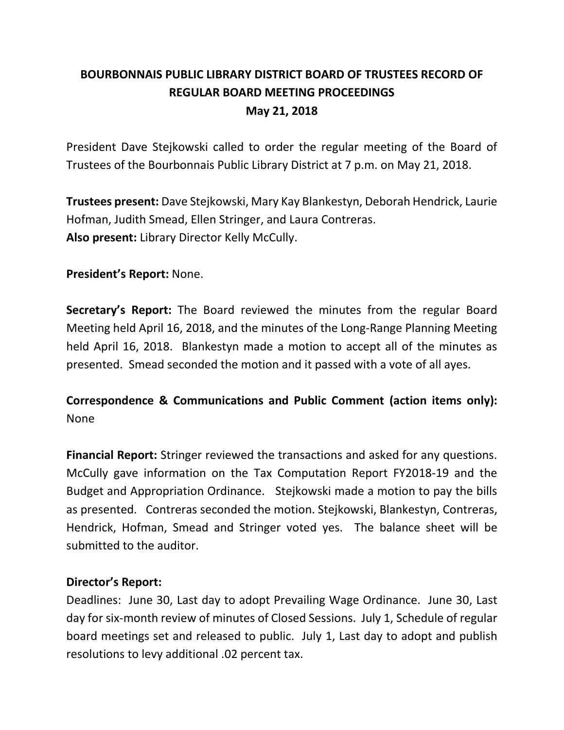# BOURBONNAIS PUBLIC LIBRARY DISTRICT BOARD OF TRUSTEES RECORD OF REGULAR BOARD MEETING PROCEEDINGS

## May 21, 2018

President Dave Stejkowski called to order the regular meeting of the Board of Trustees of the Bourbonnais Public Library District at 7 p.m. on May 21, 2018.

**Trustees present:** Dave Stejkowski, Mary Kay Blankestyn, Deborah Hendrick, Laurie Hofman, Judith Smead, Ellen Stringer, and Laura Contreras.
**Also present:** Library Director Kelly McCully.

**President's Report:** None.

**Secretary's Report:** The Board reviewed the minutes from the regular Board Meeting held April 16, 2018, and the minutes of the Long-Range Planning Meeting held April 16, 2018. Blankestyn made a motion to accept all of the minutes as presented. Smead seconded the motion and it passed with a vote of all ayes.

**Correspondence & Communications and Public Comment (action items only):** None

**Financial Report:** Stringer reviewed the transactions and asked for any questions. McCully gave information on the Tax Computation Report FY2018-19 and the Budget and Appropriation Ordinance. Stejkowski made a motion to pay the bills as presented. Contreras seconded the motion. Stejkowski, Blankestyn, Contreras, Hendrick, Hofman, Smead and Stringer voted yes. The balance sheet will be submitted to the auditor.

**Director's Report:**
Deadlines: June 30, Last day to adopt Prevailing Wage Ordinance. June 30, Last day for six-month review of minutes of Closed Sessions. July 1, Schedule of regular board meetings set and released to public. July 1, Last day to adopt and publish resolutions to levy additional .02 percent tax.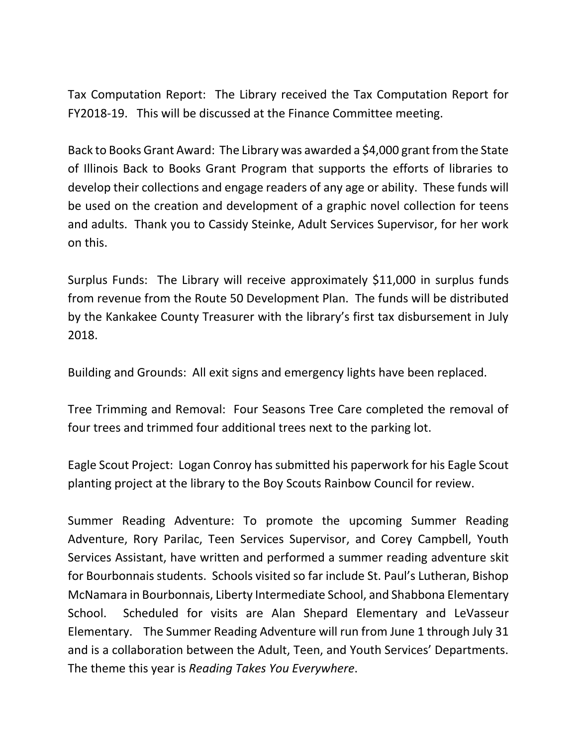Tax Computation Report: The Library received the Tax Computation Report for FY2018-19. This will be discussed at the Finance Committee meeting.

Back to Books Grant Award: The Library was awarded a $4,000 grant from the State of Illinois Back to Books Grant Program that supports the efforts of libraries to develop their collections and engage readers of any age or ability. These funds will be used on the creation and development of a graphic novel collection for teens and adults. Thank you to Cassidy Steinke, Adult Services Supervisor, for her work on this.

Surplus Funds: The Library will receive approximately $11,000 in surplus funds from revenue from the Route 50 Development Plan. The funds will be distributed by the Kankakee County Treasurer with the library's first tax disbursement in July 2018.

Building and Grounds: All exit signs and emergency lights have been replaced.

Tree Trimming and Removal: Four Seasons Tree Care completed the removal of four trees and trimmed four additional trees next to the parking lot.

Eagle Scout Project: Logan Conroy has submitted his paperwork for his Eagle Scout planting project at the library to the Boy Scouts Rainbow Council for review.

Summer Reading Adventure: To promote the upcoming Summer Reading Adventure, Rory Parilac, Teen Services Supervisor, and Corey Campbell, Youth Services Assistant, have written and performed a summer reading adventure skit for Bourbonnais students. Schools visited so far include St. Paul's Lutheran, Bishop McNamara in Bourbonnais, Liberty Intermediate School, and Shabbona Elementary School. Scheduled for visits are Alan Shepard Elementary and LeVasseur Elementary. The Summer Reading Adventure will run from June 1 through July 31 and is a collaboration between the Adult, Teen, and Youth Services' Departments. The theme this year is *Reading Takes You Everywhere*.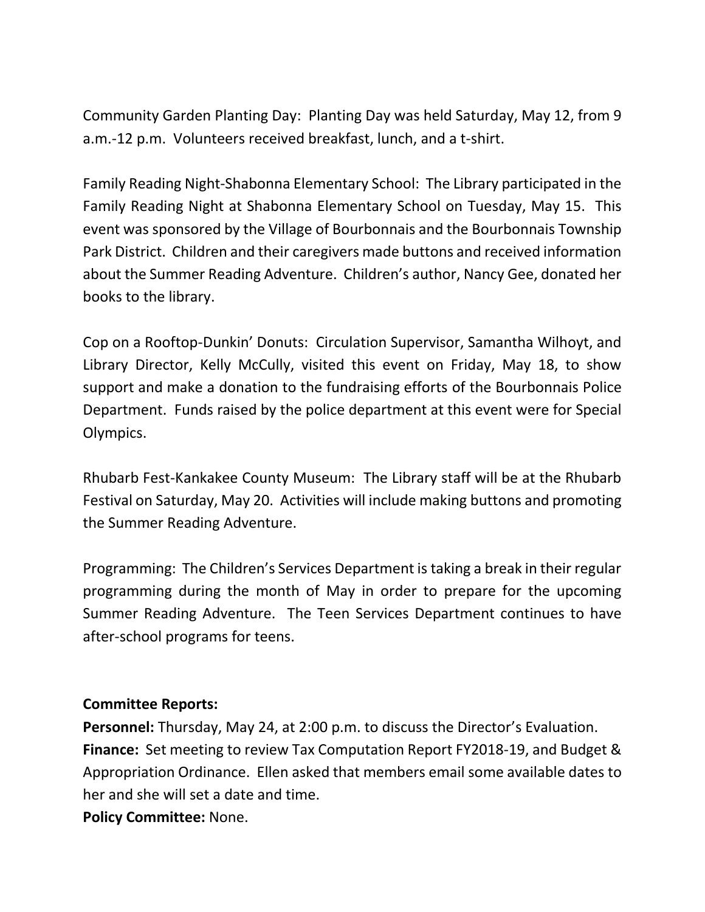Community Garden Planting Day: Planting Day was held Saturday, May 12, from 9 a.m.-12 p.m. Volunteers received breakfast, lunch, and a t-shirt.

Family Reading Night-Shabonna Elementary School: The Library participated in the Family Reading Night at Shabonna Elementary School on Tuesday, May 15. This event was sponsored by the Village of Bourbonnais and the Bourbonnais Township Park District. Children and their caregivers made buttons and received information about the Summer Reading Adventure. Children's author, Nancy Gee, donated her books to the library.

Cop on a Rooftop-Dunkin' Donuts: Circulation Supervisor, Samantha Wilhoyt, and Library Director, Kelly McCully, visited this event on Friday, May 18, to show support and make a donation to the fundraising efforts of the Bourbonnais Police Department. Funds raised by the police department at this event were for Special Olympics.

Rhubarb Fest-Kankakee County Museum: The Library staff will be at the Rhubarb Festival on Saturday, May 20. Activities will include making buttons and promoting the Summer Reading Adventure.

Programming: The Children's Services Department is taking a break in their regular programming during the month of May in order to prepare for the upcoming Summer Reading Adventure. The Teen Services Department continues to have after-school programs for teens.

**Committee Reports:**

**Personnel:** Thursday, May 24, at 2:00 p.m. to discuss the Director's Evaluation.

**Finance:** Set meeting to review Tax Computation Report FY2018-19, and Budget & Appropriation Ordinance. Ellen asked that members email some available dates to her and she will set a date and time.

**Policy Committee:** None.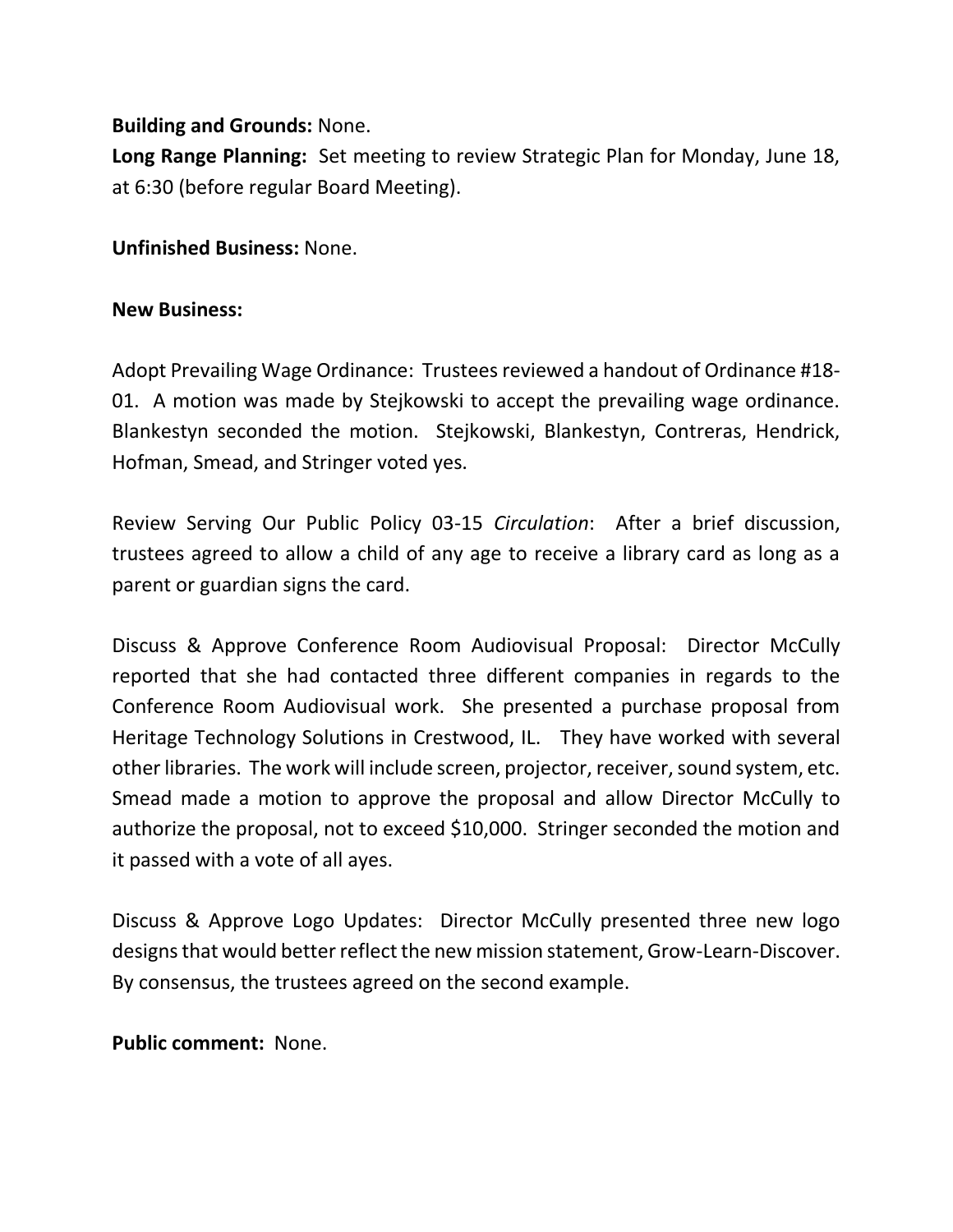**Building and Grounds:** None.

**Long Range Planning:** Set meeting to review Strategic Plan for Monday, June 18, at 6:30 (before regular Board Meeting).

**Unfinished Business:** None.

**New Business:**

Adopt Prevailing Wage Ordinance: Trustees reviewed a handout of Ordinance #18-01. A motion was made by Stejkowski to accept the prevailing wage ordinance. Blankestyn seconded the motion. Stejkowski, Blankestyn, Contreras, Hendrick, Hofman, Smead, and Stringer voted yes.

Review Serving Our Public Policy 03-15 *Circulation*: After a brief discussion, trustees agreed to allow a child of any age to receive a library card as long as a parent or guardian signs the card.

Discuss & Approve Conference Room Audiovisual Proposal: Director McCully reported that she had contacted three different companies in regards to the Conference Room Audiovisual work. She presented a purchase proposal from Heritage Technology Solutions in Crestwood, IL. They have worked with several other libraries. The work will include screen, projector, receiver, sound system, etc. Smead made a motion to approve the proposal and allow Director McCully to authorize the proposal, not to exceed $10,000. Stringer seconded the motion and it passed with a vote of all ayes.

Discuss & Approve Logo Updates: Director McCully presented three new logo designs that would better reflect the new mission statement, Grow-Learn-Discover. By consensus, the trustees agreed on the second example.

**Public comment:** None.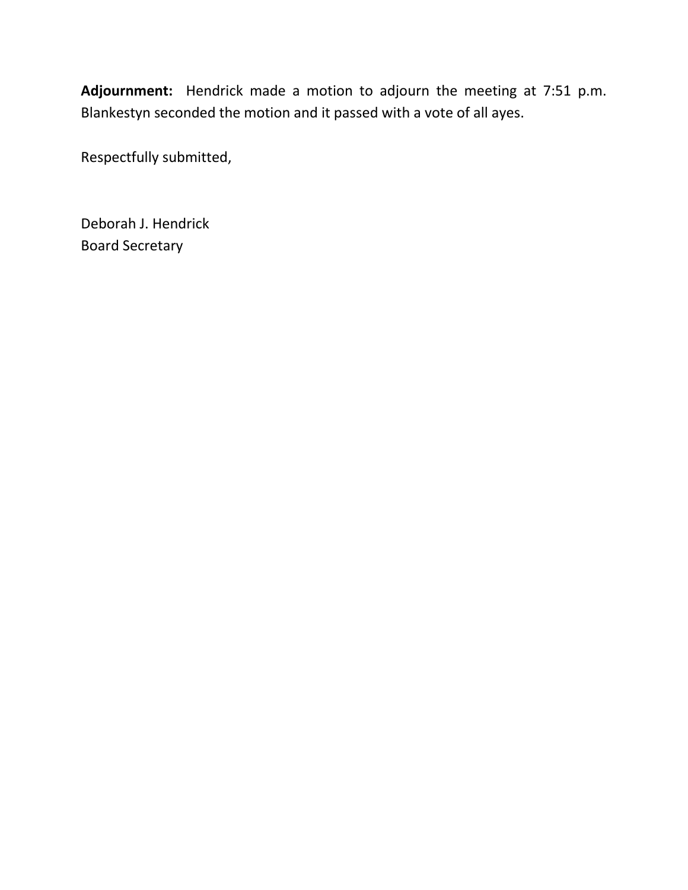**Adjournment:** Hendrick made a motion to adjourn the meeting at 7:51 p.m. Blankestyn seconded the motion and it passed with a vote of all ayes.

Respectfully submitted,

Deborah J. Hendrick
Board Secretary